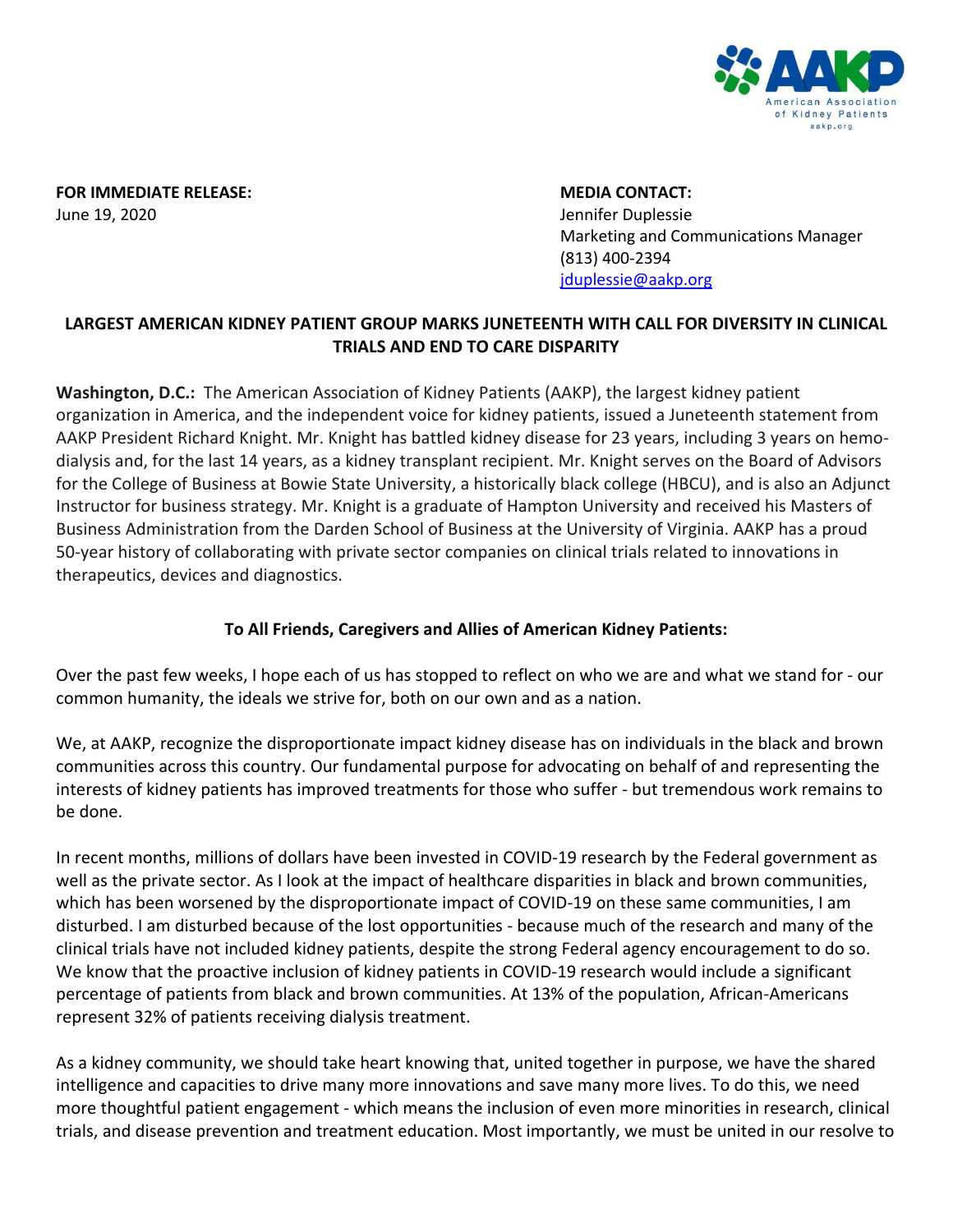**FOR IMMEDIATE RELEASE:**
June 19, 2020

**MEDIA CONTACT:**
Jennifer Duplessie
Marketing and Communications Manager
(813) 400-2394
jduplessie@aakp.org

**LARGEST AMERICAN KIDNEY PATIENT GROUP MARKS JUNETEENTH WITH CALL FOR DIVERSITY IN CLINICAL TRIALS AND END TO CARE DISPARITY**

**Washington, D.C.:** The American Association of Kidney Patients (AAKP), the largest kidney patient organization in America, and the independent voice for kidney patients, issued a Juneteenth statement from AAKP President Richard Knight. Mr. Knight has battled kidney disease for 23 years, including 3 years on hemo-dialysis and, for the last 14 years, as a kidney transplant recipient. Mr. Knight serves on the Board of Advisors for the College of Business at Bowie State University, a historically black college (HBCU), and is also an Adjunct Instructor for business strategy. Mr. Knight is a graduate of Hampton University and received his Masters of Business Administration from the Darden School of Business at the University of Virginia. AAKP has a proud 50-year history of collaborating with private sector companies on clinical trials related to innovations in therapeutics, devices and diagnostics.

**To All Friends, Caregivers and Allies of American Kidney Patients:**

Over the past few weeks, I hope each of us has stopped to reflect on who we are and what we stand for - our common humanity, the ideals we strive for, both on our own and as a nation.

We, at AAKP, recognize the disproportionate impact kidney disease has on individuals in the black and brown communities across this country. Our fundamental purpose for advocating on behalf of and representing the interests of kidney patients has improved treatments for those who suffer - but tremendous work remains to be done.

In recent months, millions of dollars have been invested in COVID-19 research by the Federal government as well as the private sector. As I look at the impact of healthcare disparities in black and brown communities, which has been worsened by the disproportionate impact of COVID-19 on these same communities, I am disturbed. I am disturbed because of the lost opportunities - because much of the research and many of the clinical trials have not included kidney patients, despite the strong Federal agency encouragement to do so. We know that the proactive inclusion of kidney patients in COVID-19 research would include a significant percentage of patients from black and brown communities. At 13% of the population, African-Americans represent 32% of patients receiving dialysis treatment.

As a kidney community, we should take heart knowing that, united together in purpose, we have the shared intelligence and capacities to drive many more innovations and save many more lives. To do this, we need more thoughtful patient engagement - which means the inclusion of even more minorities in research, clinical trials, and disease prevention and treatment education. Most importantly, we must be united in our resolve to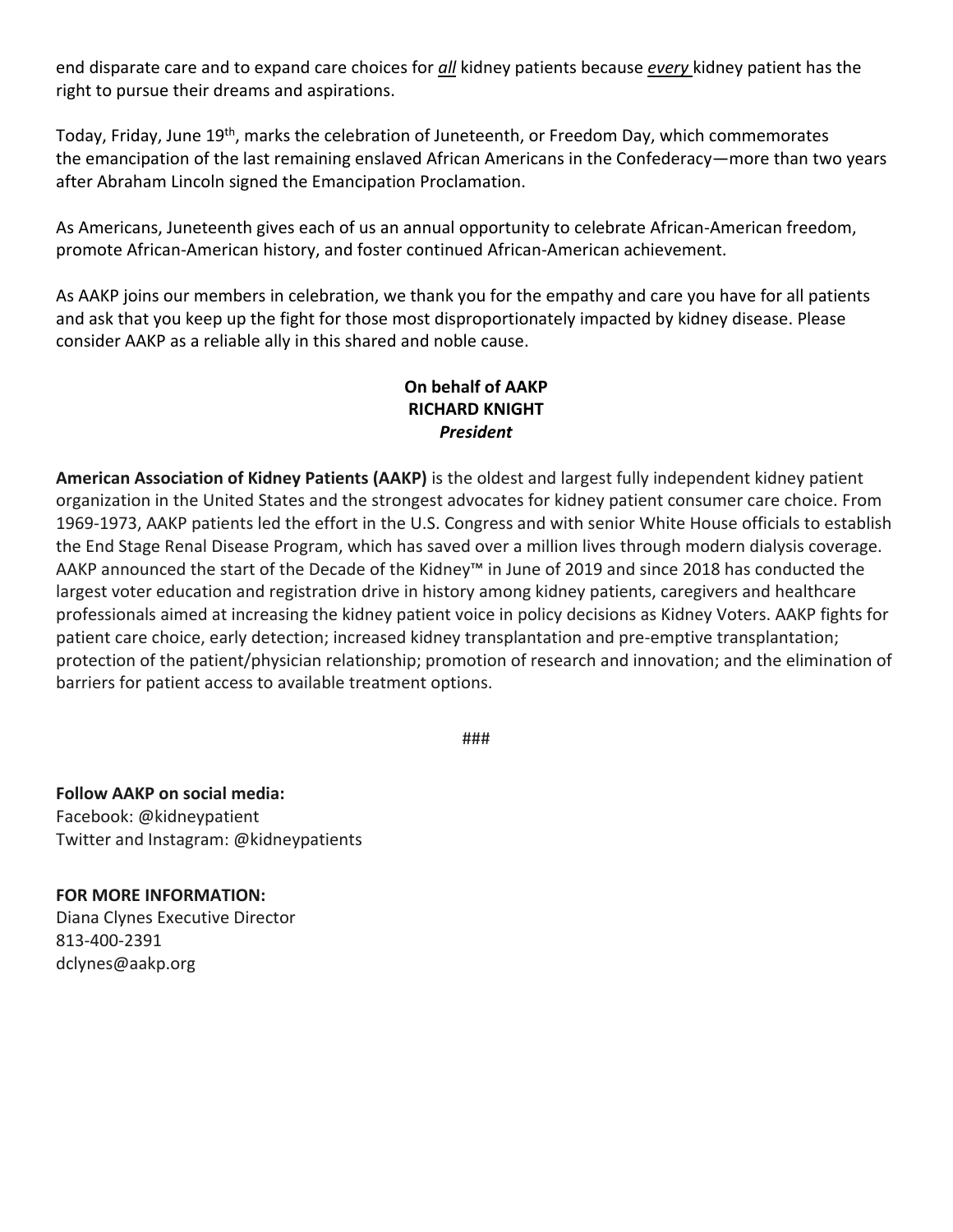end disparate care and to expand care choices for ***all*** kidney patients because ***every*** kidney patient has the right to pursue their dreams and aspirations.

Today, Friday, June 19th, marks the celebration of Juneteenth, or Freedom Day, which commemorates the emancipation of the last remaining enslaved African Americans in the Confederacy—more than two years after Abraham Lincoln signed the Emancipation Proclamation.

As Americans, Juneteenth gives each of us an annual opportunity to celebrate African-American freedom, promote African-American history, and foster continued African-American achievement.

As AAKP joins our members in celebration, we thank you for the empathy and care you have for all patients and ask that you keep up the fight for those most disproportionately impacted by kidney disease. Please consider AAKP as a reliable ally in this shared and noble cause.

**On behalf of AAKP**
**RICHARD KNIGHT**
***President***

**American Association of Kidney Patients (AAKP)** is the oldest and largest fully independent kidney patient organization in the United States and the strongest advocates for kidney patient consumer care choice. From 1969-1973, AAKP patients led the effort in the U.S. Congress and with senior White House officials to establish the End Stage Renal Disease Program, which has saved over a million lives through modern dialysis coverage. AAKP announced the start of the Decade of the Kidney™ in June of 2019 and since 2018 has conducted the largest voter education and registration drive in history among kidney patients, caregivers and healthcare professionals aimed at increasing the kidney patient voice in policy decisions as Kidney Voters. AAKP fights for patient care choice, early detection; increased kidney transplantation and pre-emptive transplantation; protection of the patient/physician relationship; promotion of research and innovation; and the elimination of barriers for patient access to available treatment options.

###

**Follow AAKP on social media:**
Facebook: @kidneypatient
Twitter and Instagram: @kidneypatients

**FOR MORE INFORMATION:**
Diana Clynes Executive Director
813-400-2391
dclynes@aakp.org